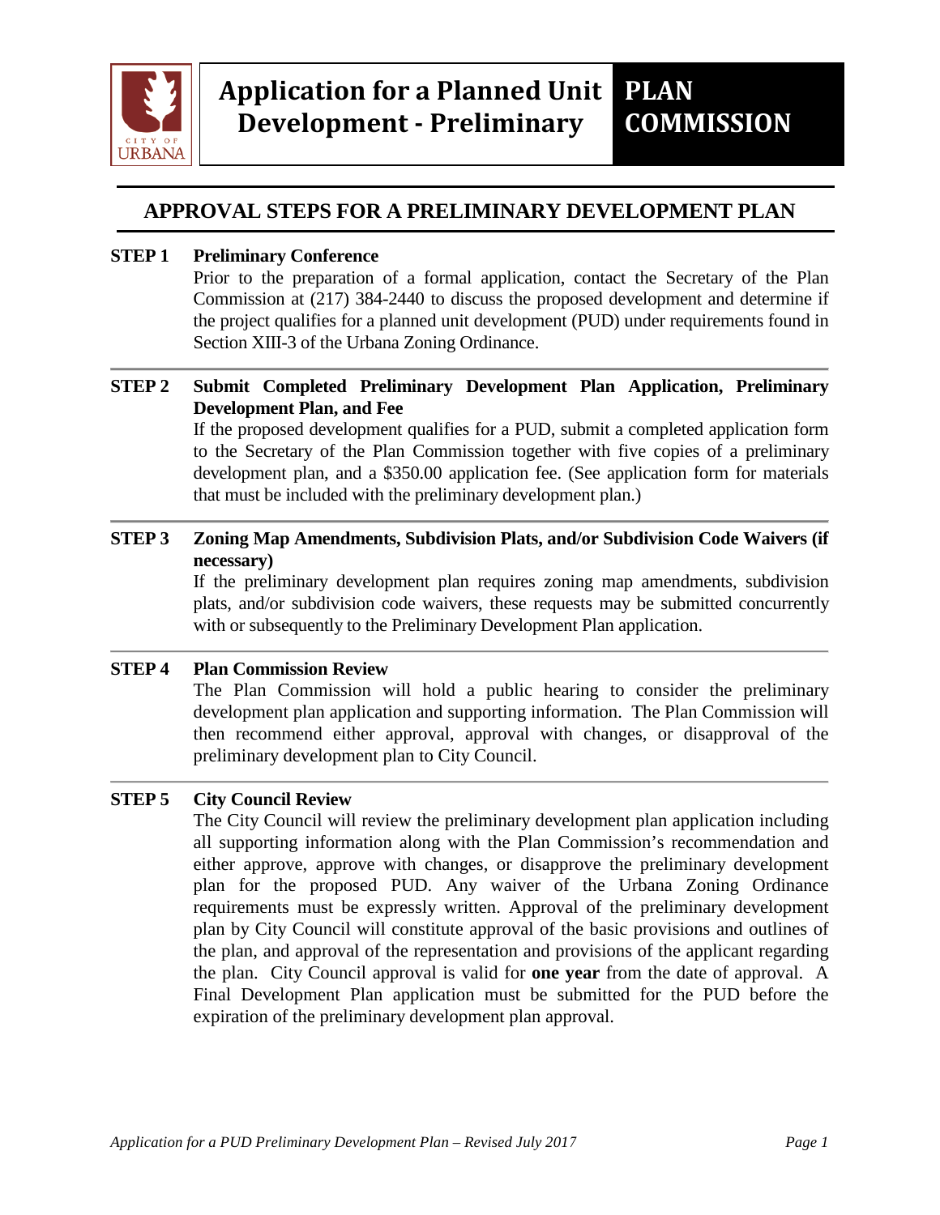# Application for a Planned Unit Development - Preliminary

**PLAN COMMISSION**

## APPROVAL STEPS FOR A PRELIMINARY DEVELOPMENT PLAN

**STEP 1 Preliminary Conference**

Prior to the preparation of a formal application, contact the Secretary of the Plan Commission at (217) 384-2440 to discuss the proposed development and determine if the project qualifies for a planned unit development (PUD) under requirements found in Section XIII-3 of the Urbana Zoning Ordinance.

**STEP 2 Submit Completed Preliminary Development Plan Application, Preliminary Development Plan, and Fee**

If the proposed development qualifies for a PUD, submit a completed application form to the Secretary of the Plan Commission together with five copies of a preliminary development plan, and a $350.00 application fee. (See application form for materials that must be included with the preliminary development plan.)

**STEP 3 Zoning Map Amendments, Subdivision Plats, and/or Subdivision Code Waivers (if necessary)**

If the preliminary development plan requires zoning map amendments, subdivision plats, and/or subdivision code waivers, these requests may be submitted concurrently with or subsequently to the Preliminary Development Plan application.

**STEP 4 Plan Commission Review**

The Plan Commission will hold a public hearing to consider the preliminary development plan application and supporting information. The Plan Commission will then recommend either approval, approval with changes, or disapproval of the preliminary development plan to City Council.

**STEP 5 City Council Review**

The City Council will review the preliminary development plan application including all supporting information along with the Plan Commission's recommendation and either approve, approve with changes, or disapprove the preliminary development plan for the proposed PUD. Any waiver of the Urbana Zoning Ordinance requirements must be expressly written. Approval of the preliminary development plan by City Council will constitute approval of the basic provisions and outlines of the plan, and approval of the representation and provisions of the applicant regarding the plan. City Council approval is valid for **one year** from the date of approval. A Final Development Plan application must be submitted for the PUD before the expiration of the preliminary development plan approval.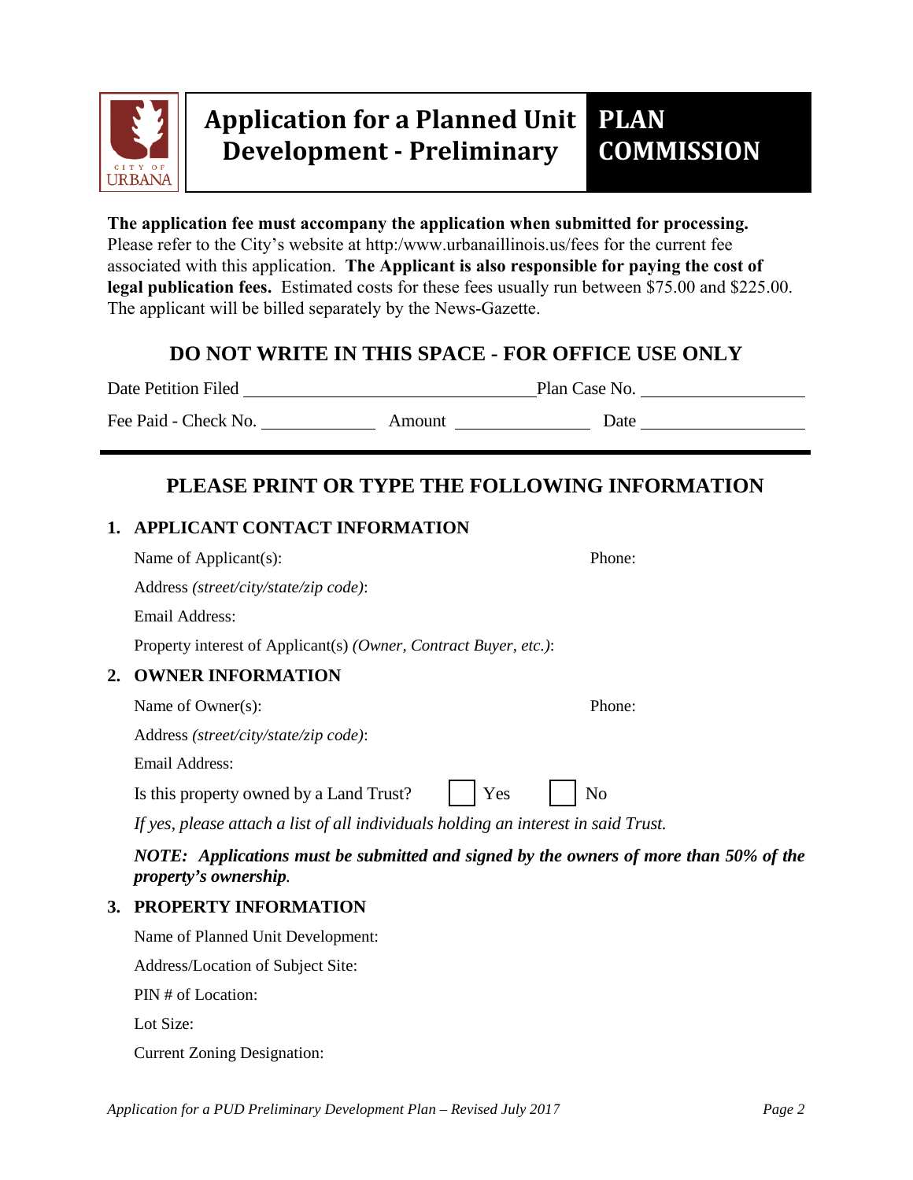# Application for a Planned Unit Development - Preliminary

# PLAN COMMISSION

**The application fee must accompany the application when submitted for processing.** Please refer to the City's website at http:/www.urbanaillinois.us/fees for the current fee associated with this application. **The Applicant is also responsible for paying the cost of legal publication fees.** Estimated costs for these fees usually run between $75.00 and $225.00. The applicant will be billed separately by the News-Gazette.

## DO NOT WRITE IN THIS SPACE - FOR OFFICE USE ONLY

Date Petition Filed \_\_\_\_\_\_\_\_\_\_\_\_\_\_\_\_\_\_\_\_ Plan Case No. \_\_\_\_\_\_\_\_\_\_\_\_

Fee Paid - Check No. \_\_\_\_\_\_\_\_ Amount \_\_\_\_\_\_\_\_\_\_ Date \_\_\_\_\_\_\_\_\_\_\_\_

## PLEASE PRINT OR TYPE THE FOLLOWING INFORMATION

### 1. APPLICANT CONTACT INFORMATION

Name of Applicant(s): Phone:

Address *(street/city/state/zip code)*:

Email Address:

Property interest of Applicant(s) *(Owner, Contract Buyer, etc.)*:

### 2. OWNER INFORMATION

Name of Owner(s): Phone:

Address *(street/city/state/zip code)*:

Email Address:

Is this property owned by a Land Trust? ☐ Yes ☐ No

*If yes, please attach a list of all individuals holding an interest in said Trust.*

***NOTE: Applications must be submitted and signed by the owners of more than 50% of the property's ownership****.*

### 3. PROPERTY INFORMATION

Name of Planned Unit Development:

Address/Location of Subject Site:

PIN # of Location:

Lot Size:

Current Zoning Designation: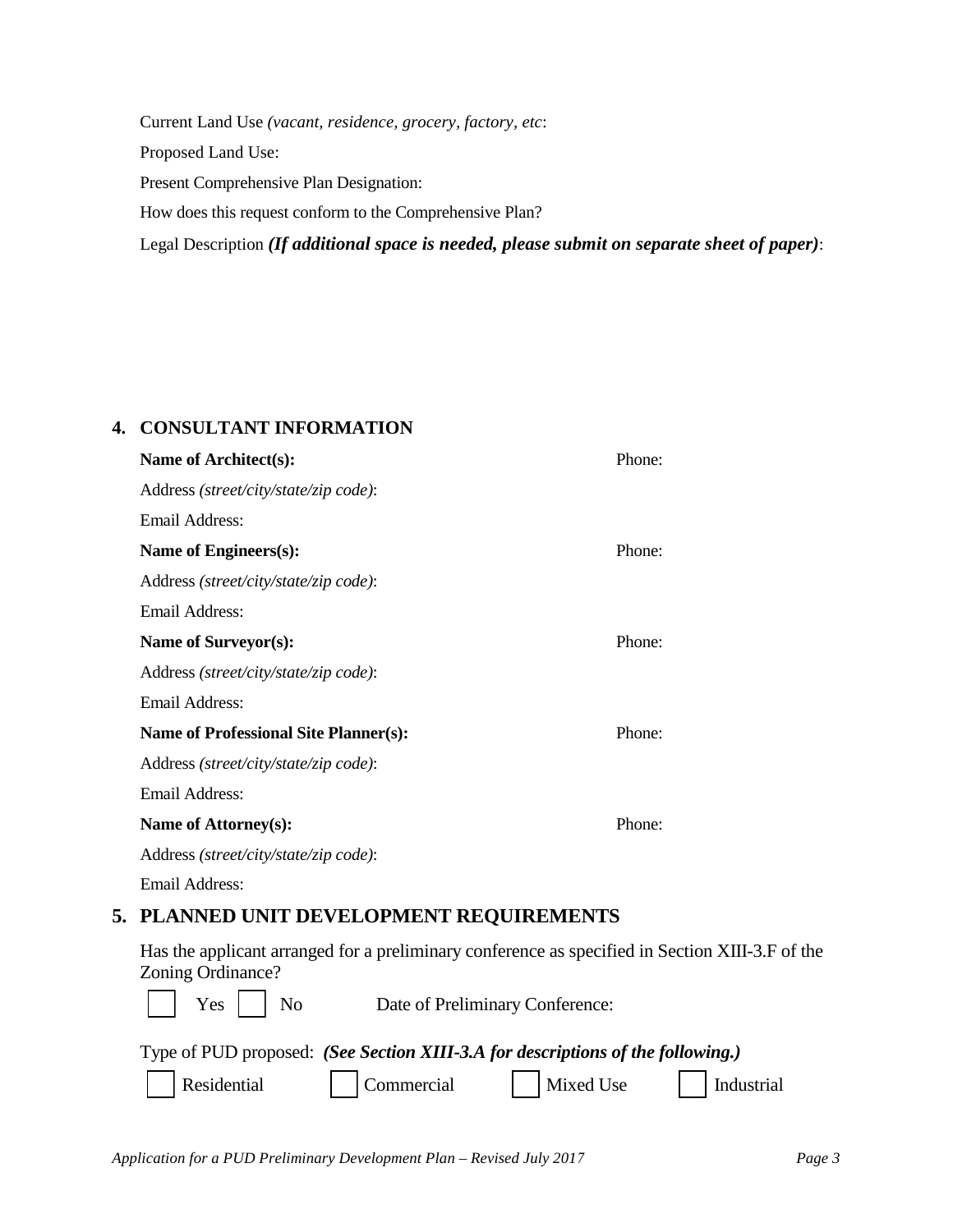Current Land Use *(vacant, residence, grocery, factory, etc*:

Proposed Land Use:

Present Comprehensive Plan Designation:

How does this request conform to the Comprehensive Plan?

Legal Description ***(If additional space is needed, please submit on separate sheet of paper)***:

## 4. CONSULTANT INFORMATION

**Name of Architect(s):** Phone:

Address *(street/city/state/zip code)*:

Email Address:

**Name of Engineers(s):** Phone:

Address *(street/city/state/zip code)*:

Email Address:

**Name of Surveyor(s):** Phone:

Address *(street/city/state/zip code)*:

Email Address:

**Name of Professional Site Planner(s):** Phone:

Address *(street/city/state/zip code)*:

Email Address:

**Name of Attorney(s):** Phone:

Address *(street/city/state/zip code)*:

Email Address:

## 5. PLANNED UNIT DEVELOPMENT REQUIREMENTS

Has the applicant arranged for a preliminary conference as specified in Section XIII-3.F of the Zoning Ordinance?

☐ Yes ☐ No Date of Preliminary Conference:

Type of PUD proposed: ***(See Section XIII-3.A for descriptions of the following.)***

☐ Residential ☐ Commercial ☐ Mixed Use ☐ Industrial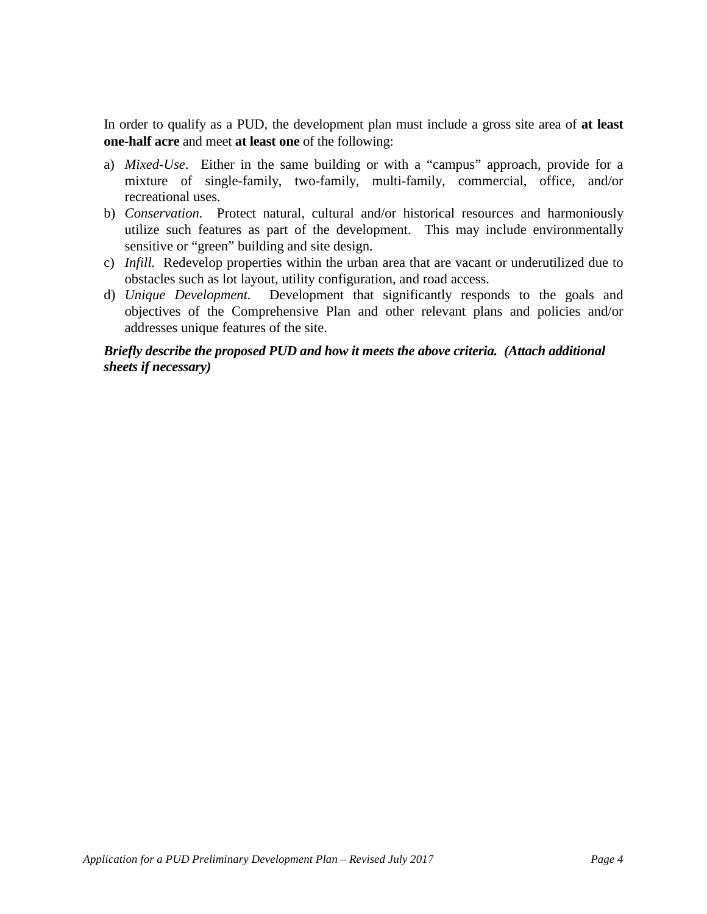In order to qualify as a PUD, the development plan must include a gross site area of **at least one-half acre** and meet **at least one** of the following:

a) *Mixed-Use*. Either in the same building or with a "campus" approach, provide for a mixture of single-family, two-family, multi-family, commercial, office, and/or recreational uses.
b) *Conservation.* Protect natural, cultural and/or historical resources and harmoniously utilize such features as part of the development. This may include environmentally sensitive or "green" building and site design.
c) *Infill.* Redevelop properties within the urban area that are vacant or underutilized due to obstacles such as lot layout, utility configuration, and road access.
d) *Unique Development.* Development that significantly responds to the goals and objectives of the Comprehensive Plan and other relevant plans and policies and/or addresses unique features of the site.

***Briefly describe the proposed PUD and how it meets the above criteria. (Attach additional sheets if necessary)***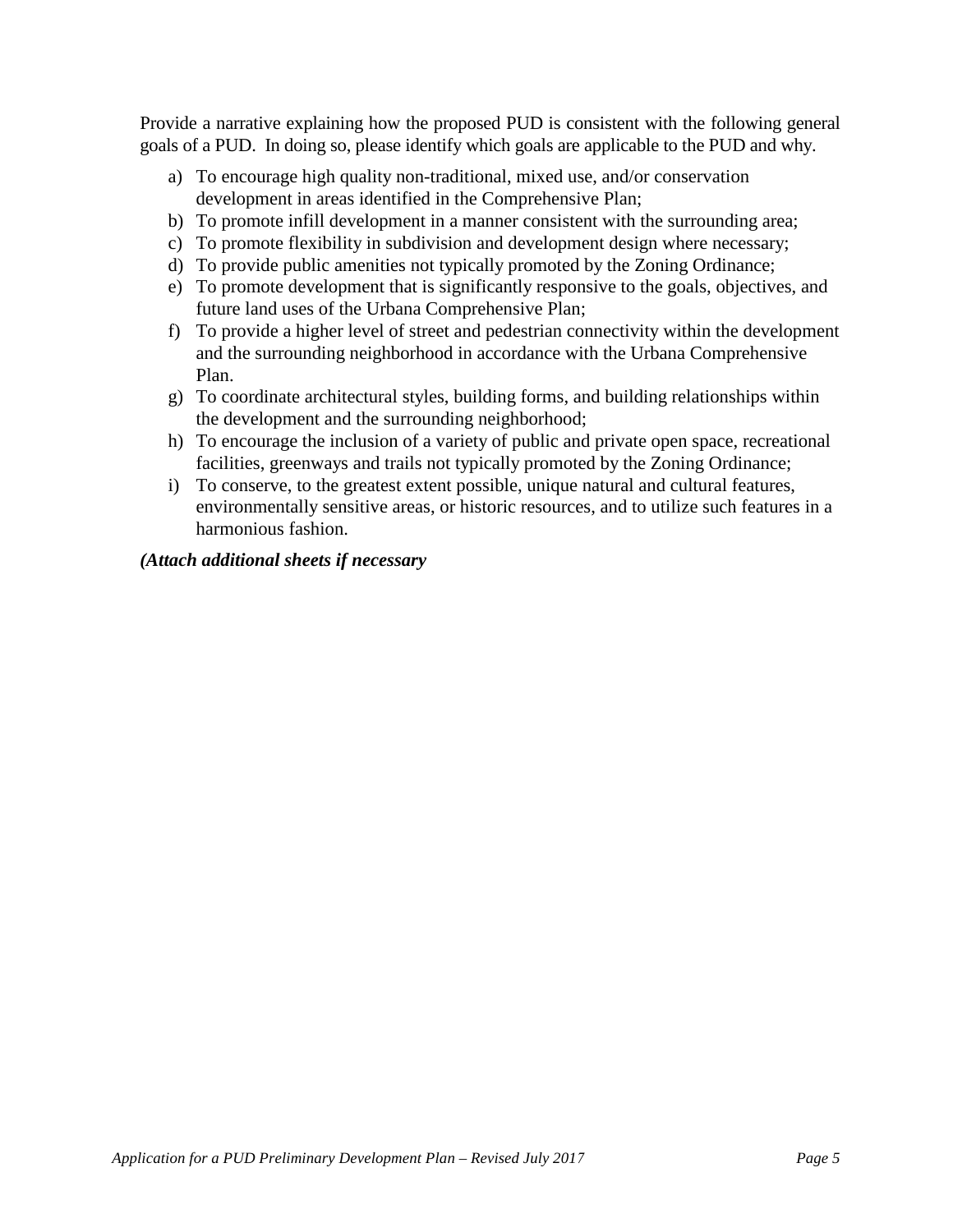Provide a narrative explaining how the proposed PUD is consistent with the following general goals of a PUD. In doing so, please identify which goals are applicable to the PUD and why.

a) To encourage high quality non-traditional, mixed use, and/or conservation development in areas identified in the Comprehensive Plan;
b) To promote infill development in a manner consistent with the surrounding area;
c) To promote flexibility in subdivision and development design where necessary;
d) To provide public amenities not typically promoted by the Zoning Ordinance;
e) To promote development that is significantly responsive to the goals, objectives, and future land uses of the Urbana Comprehensive Plan;
f) To provide a higher level of street and pedestrian connectivity within the development and the surrounding neighborhood in accordance with the Urbana Comprehensive Plan.
g) To coordinate architectural styles, building forms, and building relationships within the development and the surrounding neighborhood;
h) To encourage the inclusion of a variety of public and private open space, recreational facilities, greenways and trails not typically promoted by the Zoning Ordinance;
i) To conserve, to the greatest extent possible, unique natural and cultural features, environmentally sensitive areas, or historic resources, and to utilize such features in a harmonious fashion.

***(Attach additional sheets if necessary***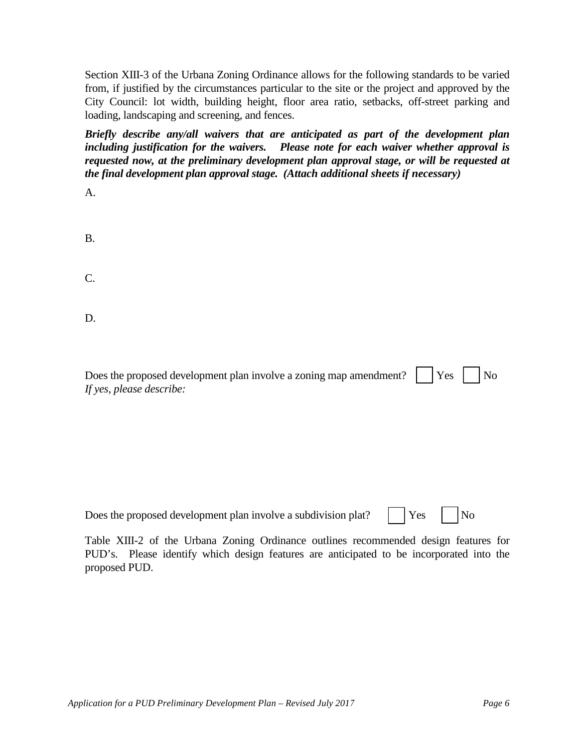Section XIII-3 of the Urbana Zoning Ordinance allows for the following standards to be varied from, if justified by the circumstances particular to the site or the project and approved by the City Council: lot width, building height, floor area ratio, setbacks, off-street parking and loading, landscaping and screening, and fences.

***Briefly describe any/all waivers that are anticipated as part of the development plan including justification for the waivers. Please note for each waiver whether approval is requested now, at the preliminary development plan approval stage, or will be requested at the final development plan approval stage. (Attach additional sheets if necessary)***

A.

B.

C.

D.

Does the proposed development plan involve a zoning map amendment? ☐ Yes ☐ No
*If yes, please describe:*

Does the proposed development plan involve a subdivision plat? ☐ Yes ☐ No

Table XIII-2 of the Urbana Zoning Ordinance outlines recommended design features for PUD's. Please identify which design features are anticipated to be incorporated into the proposed PUD.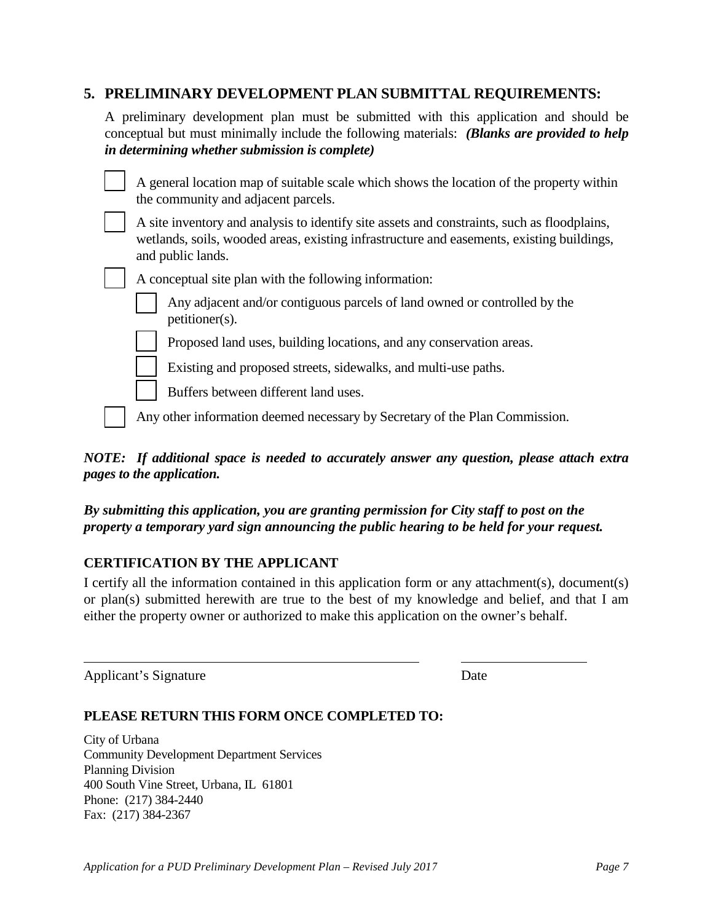## 5. PRELIMINARY DEVELOPMENT PLAN SUBMITTAL REQUIREMENTS:

A preliminary development plan must be submitted with this application and should be conceptual but must minimally include the following materials: ***(Blanks are provided to help in determining whether submission is complete)***

- [ ] A general location map of suitable scale which shows the location of the property within the community and adjacent parcels.
- [ ] A site inventory and analysis to identify site assets and constraints, such as floodplains, wetlands, soils, wooded areas, existing infrastructure and easements, existing buildings, and public lands.
- [ ] A conceptual site plan with the following information:
  - [ ] Any adjacent and/or contiguous parcels of land owned or controlled by the petitioner(s).
  - [ ] Proposed land uses, building locations, and any conservation areas.
  - [ ] Existing and proposed streets, sidewalks, and multi-use paths.
  - [ ] Buffers between different land uses.
- [ ] Any other information deemed necessary by Secretary of the Plan Commission.

***NOTE: If additional space is needed to accurately answer any question, please attach extra pages to the application.***

***By submitting this application, you are granting permission for City staff to post on the property a temporary yard sign announcing the public hearing to be held for your request.***

### CERTIFICATION BY THE APPLICANT

I certify all the information contained in this application form or any attachment(s), document(s) or plan(s) submitted herewith are true to the best of my knowledge and belief, and that I am either the property owner or authorized to make this application on the owner's behalf.

Applicant's Signature ______________________ Date ____________

### PLEASE RETURN THIS FORM ONCE COMPLETED TO:

City of Urbana
Community Development Department Services
Planning Division
400 South Vine Street, Urbana, IL 61801
Phone: (217) 384-2440
Fax: (217) 384-2367